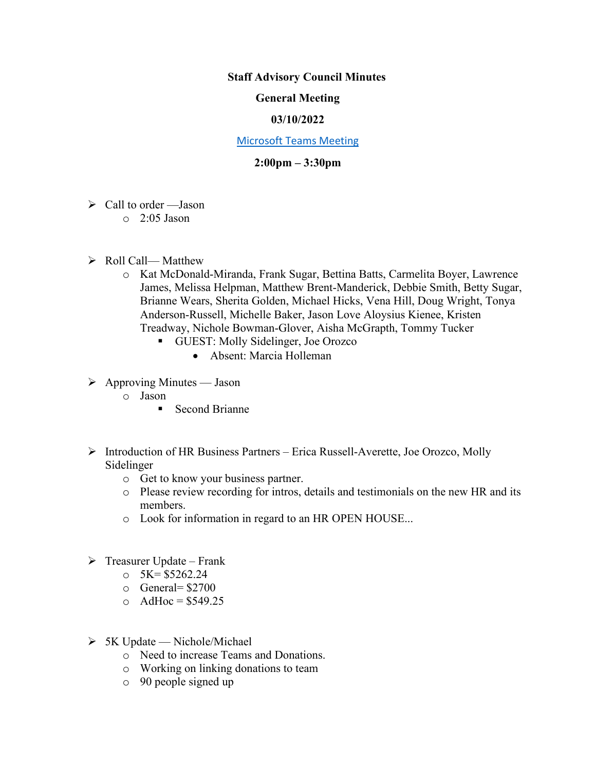**Staff Advisory Council Minutes**

**General Meeting**

**03/10/2022**

[Microsoft Teams Meeting]

**2:00pm – 3:30pm**

- Call to order —Jason
  - 2:05 Jason

- Roll Call— Matthew
  - Kat McDonald-Miranda, Frank Sugar, Bettina Batts, Carmelita Boyer, Lawrence James, Melissa Helpman, Matthew Brent-Manderick, Debbie Smith, Betty Sugar, Brianne Wears, Sherita Golden, Michael Hicks, Vena Hill, Doug Wright, Tonya Anderson-Russell, Michelle Baker, Jason Love Aloysius Kienee, Kristen Treadway, Nichole Bowman-Glover, Aisha McGrapth, Tommy Tucker
    - GUEST: Molly Sidelinger, Joe Orozco
      - Absent: Marcia Holleman

- Approving Minutes — Jason
  - Jason
    - Second Brianne

- Introduction of HR Business Partners – Erica Russell-Averette, Joe Orozco, Molly Sidelinger
  - Get to know your business partner.
  - Please review recording for intros, details and testimonials on the new HR and its members.
  - Look for information in regard to an HR OPEN HOUSE...

- Treasurer Update – Frank
  - 5K= $5262.24
  - General= $2700
  - AdHoc = $549.25

- 5K Update — Nichole/Michael
  - Need to increase Teams and Donations.
  - Working on linking donations to team
  - 90 people signed up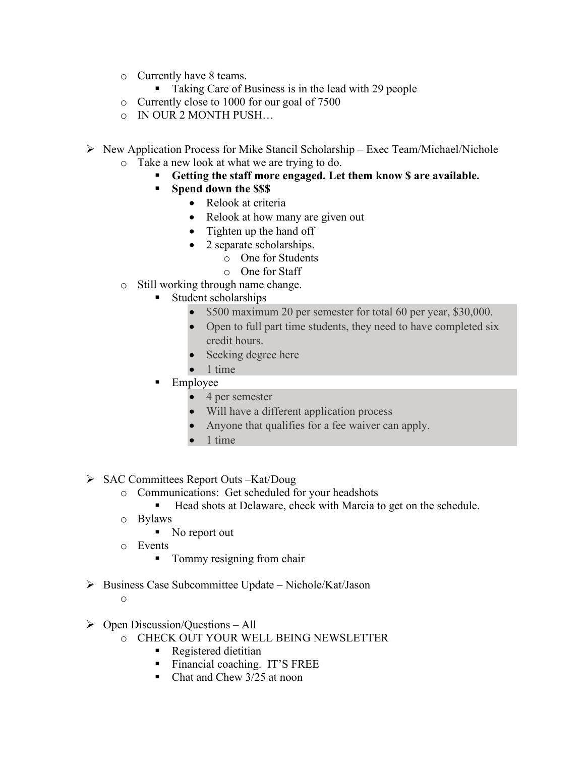- Currently have 8 teams.
    - Taking Care of Business is in the lead with 29 people
  - Currently close to 1000 for our goal of 7500
  - IN OUR 2 MONTH PUSH…

- New Application Process for Mike Stancil Scholarship – Exec Team/Michael/Nichole
  - Take a new look at what we are trying to do.
    - **Getting the staff more engaged. Let them know $ are available.**
    - **Spend down the $$$**
      - Relook at criteria
      - Relook at how many are given out
      - Tighten up the hand off
      - 2 separate scholarships.
        - One for Students
        - One for Staff
  - Still working through name change.
    - Student scholarships
      - $500 maximum 20 per semester for total 60 per year, $30,000.
      - Open to full part time students, they need to have completed six credit hours.
      - Seeking degree here
      - 1 time
    - Employee
      - 4 per semester
      - Will have a different application process
      - Anyone that qualifies for a fee waiver can apply.
      - 1 time

- SAC Committees Report Outs –Kat/Doug
  - Communications: Get scheduled for your headshots
    - Head shots at Delaware, check with Marcia to get on the schedule.
  - Bylaws
    - No report out
  - Events
    - Tommy resigning from chair

- Business Case Subcommittee Update – Nichole/Kat/Jason
  -

- Open Discussion/Questions – All
  - CHECK OUT YOUR WELL BEING NEWSLETTER
    - Registered dietitian
    - Financial coaching. IT'S FREE
    - Chat and Chew 3/25 at noon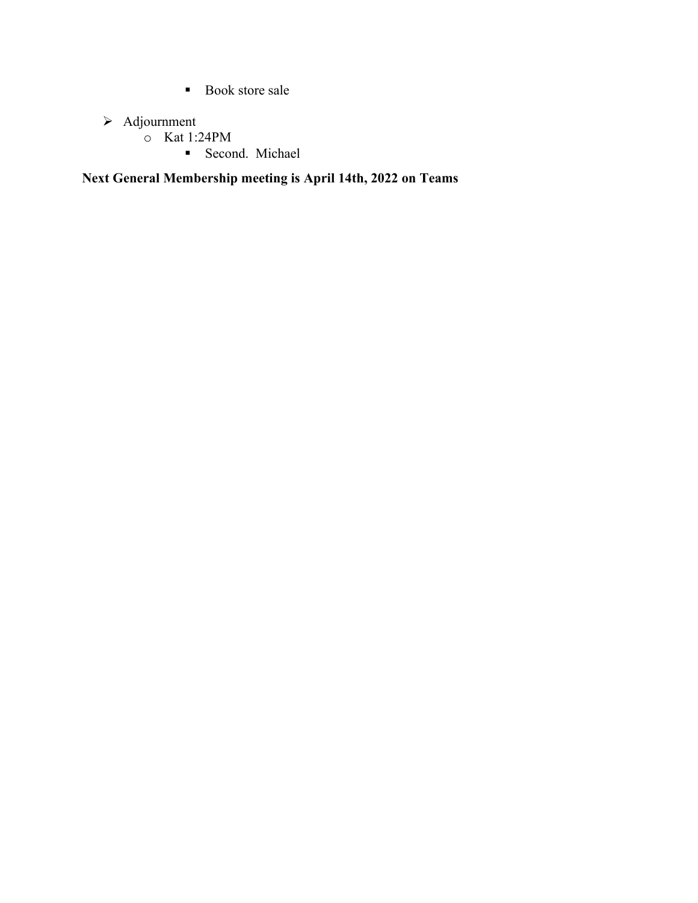- Book store sale

- Adjournment
    - Kat 1:24PM
        - Second. Michael

**Next General Membership meeting is April 14th, 2022 on Teams**